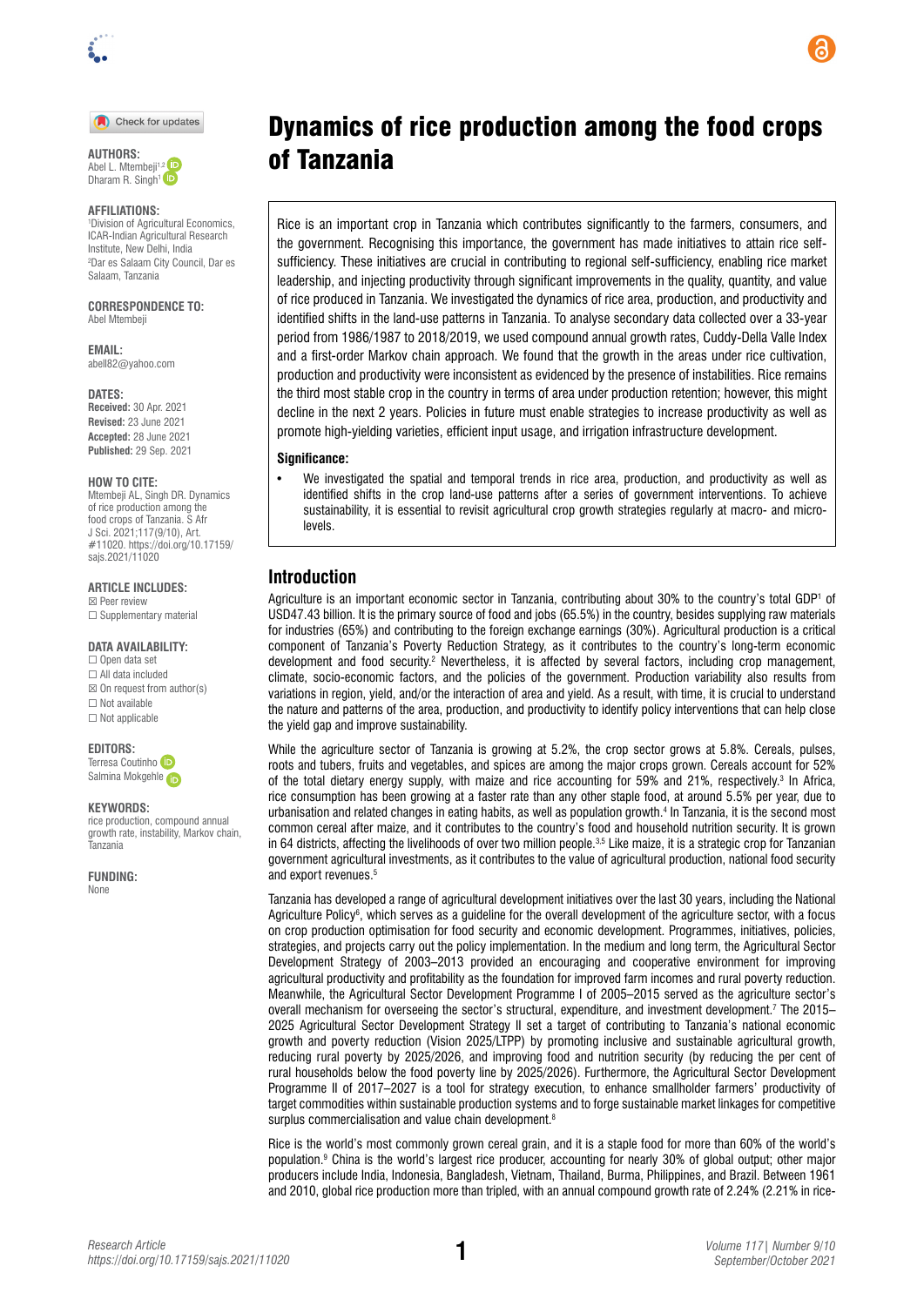# Dynamics of rice production among the food crops of Tanzania

**AUTHORS:**
Abel L. Mtembeji[1,2]
Dharam R. Singh[1]

**AFFILIATIONS:**
[1]Division of Agricultural Economics, ICAR-Indian Agricultural Research Institute, New Delhi, India
[2]Dar es Salaam City Council, Dar es Salaam, Tanzania

**CORRESPONDENCE TO:**
Abel Mtembeji

**EMAIL:**
abell82@yahoo.com

**DATES:**
**Received:** 30 Apr. 2021
**Revised:** 23 June 2021
**Accepted:** 28 June 2021
**Published:** 29 Sep. 2021

**HOW TO CITE:**
Mtembeji AL, Singh DR. Dynamics of rice production among the food crops of Tanzania. S Afr J Sci. 2021;117(9/10), Art. #11020. https://doi.org/10.17159/sajs.2021/11020

**ARTICLE INCLUDES:**
☒ Peer review
☐ Supplementary material

**DATA AVAILABILITY:**
☐ Open data set
☐ All data included
☒ On request from author(s)
☐ Not available
☐ Not applicable

**EDITORS:**
Terresa Coutinho
Salmina Mokgehle

**KEYWORDS:**
rice production, compound annual growth rate, instability, Markov chain, Tanzania

**FUNDING:**
None

Rice is an important crop in Tanzania which contributes significantly to the farmers, consumers, and the government. Recognising this importance, the government has made initiatives to attain rice self-sufficiency. These initiatives are crucial in contributing to regional self-sufficiency, enabling rice market leadership, and injecting productivity through significant improvements in the quality, quantity, and value of rice produced in Tanzania. We investigated the dynamics of rice area, production, and productivity and identified shifts in the land-use patterns in Tanzania. To analyse secondary data collected over a 33-year period from 1986/1987 to 2018/2019, we used compound annual growth rates, Cuddy-Della Valle Index and a first-order Markov chain approach. We found that the growth in the areas under rice cultivation, production and productivity were inconsistent as evidenced by the presence of instabilities. Rice remains the third most stable crop in the country in terms of area under production retention; however, this might decline in the next 2 years. Policies in future must enable strategies to increase productivity as well as promote high-yielding varieties, efficient input usage, and irrigation infrastructure development.

**Significance:**

- We investigated the spatial and temporal trends in rice area, production, and productivity as well as identified shifts in the crop land-use patterns after a series of government interventions. To achieve sustainability, it is essential to revisit agricultural crop growth strategies regularly at macro- and micro-levels.

## Introduction

Agriculture is an important economic sector in Tanzania, contributing about 30% to the country's total GDP[1] of USD47.43 billion. It is the primary source of food and jobs (65.5%) in the country, besides supplying raw materials for industries (65%) and contributing to the foreign exchange earnings (30%). Agricultural production is a critical component of Tanzania's Poverty Reduction Strategy, as it contributes to the country's long-term economic development and food security.[2] Nevertheless, it is affected by several factors, including crop management, climate, socio-economic factors, and the policies of the government. Production variability also results from variations in region, yield, and/or the interaction of area and yield. As a result, with time, it is crucial to understand the nature and patterns of the area, production, and productivity to identify policy interventions that can help close the yield gap and improve sustainability.

While the agriculture sector of Tanzania is growing at 5.2%, the crop sector grows at 5.8%. Cereals, pulses, roots and tubers, fruits and vegetables, and spices are among the major crops grown. Cereals account for 52% of the total dietary energy supply, with maize and rice accounting for 59% and 21%, respectively.[3] In Africa, rice consumption has been growing at a faster rate than any other staple food, at around 5.5% per year, due to urbanisation and related changes in eating habits, as well as population growth.[4] In Tanzania, it is the second most common cereal after maize, and it contributes to the country's food and household nutrition security. It is grown in 64 districts, affecting the livelihoods of over two million people.[3,5] Like maize, it is a strategic crop for Tanzanian government agricultural investments, as it contributes to the value of agricultural production, national food security and export revenues.[5]

Tanzania has developed a range of agricultural development initiatives over the last 30 years, including the National Agriculture Policy[6], which serves as a guideline for the overall development of the agriculture sector, with a focus on crop production optimisation for food security and economic development. Programmes, initiatives, policies, strategies, and projects carry out the policy implementation. In the medium and long term, the Agricultural Sector Development Strategy of 2003–2013 provided an encouraging and cooperative environment for improving agricultural productivity and profitability as the foundation for improved farm incomes and rural poverty reduction. Meanwhile, the Agricultural Sector Development Programme I of 2005–2015 served as the agriculture sector's overall mechanism for overseeing the sector's structural, expenditure, and investment development.[7] The 2015–2025 Agricultural Sector Development Strategy II set a target of contributing to Tanzania's national economic growth and poverty reduction (Vision 2025/LTPP) by promoting inclusive and sustainable agricultural growth, reducing rural poverty by 2025/2026, and improving food and nutrition security (by reducing the per cent of rural households below the food poverty line by 2025/2026). Furthermore, the Agricultural Sector Development Programme II of 2017–2027 is a tool for strategy execution, to enhance smallholder farmers' productivity of target commodities within sustainable production systems and to forge sustainable market linkages for competitive surplus commercialisation and value chain development.[8]

Rice is the world's most commonly grown cereal grain, and it is a staple food for more than 60% of the world's population.[9] China is the world's largest rice producer, accounting for nearly 30% of global output; other major producers include India, Indonesia, Bangladesh, Vietnam, Thailand, Burma, Philippines, and Brazil. Between 1961 and 2010, global rice production more than tripled, with an annual compound growth rate of 2.24% (2.21% in rice-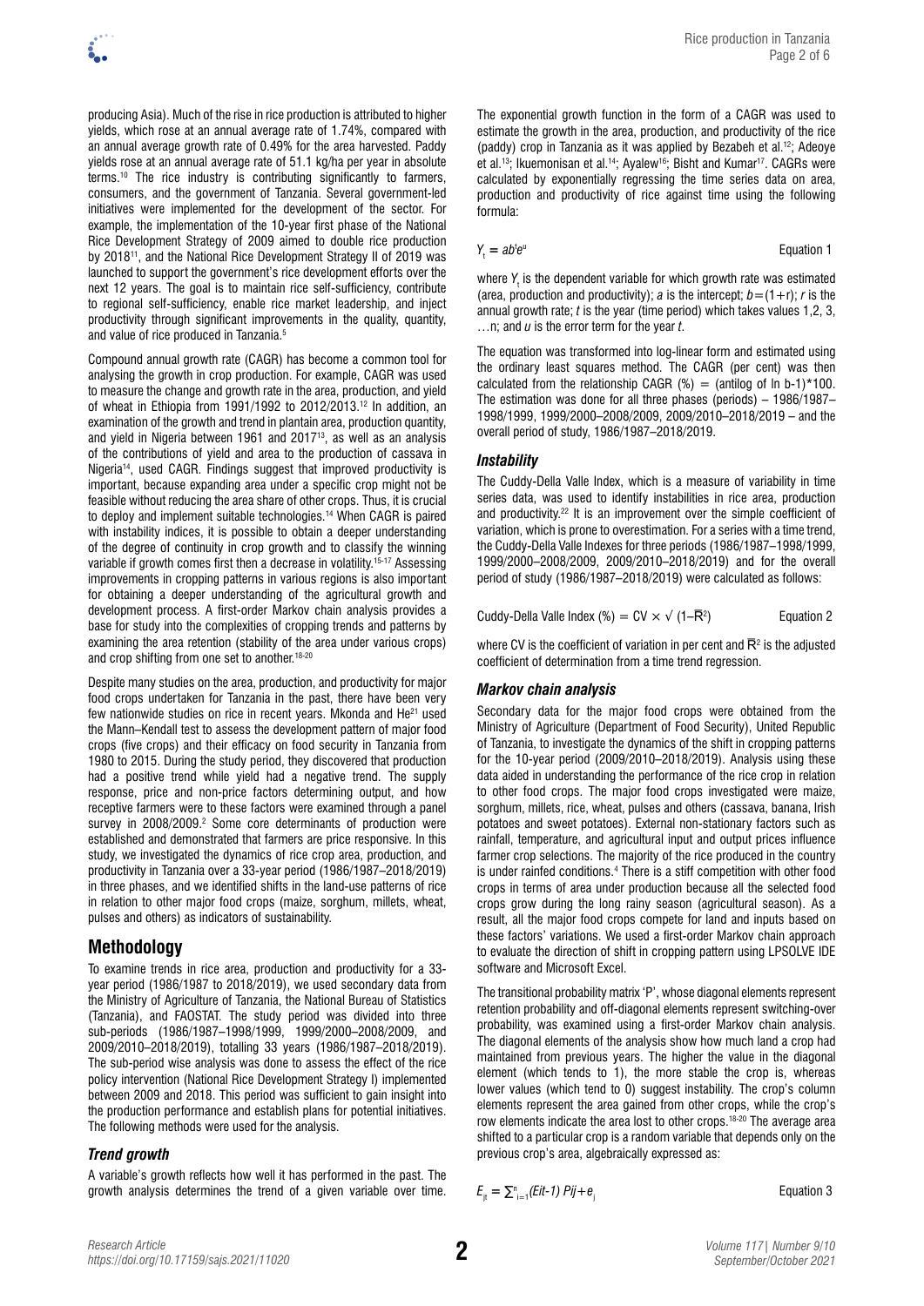producing Asia). Much of the rise in rice production is attributed to higher yields, which rose at an annual average rate of 1.74%, compared with an annual average growth rate of 0.49% for the area harvested. Paddy yields rose at an annual average rate of 51.1 kg/ha per year in absolute terms.[10] The rice industry is contributing significantly to farmers, consumers, and the government of Tanzania. Several government-led initiatives were implemented for the development of the sector. For example, the implementation of the 10-year first phase of the National Rice Development Strategy of 2009 aimed to double rice production by 2018[11], and the National Rice Development Strategy II of 2019 was launched to support the government's rice development efforts over the next 12 years. The goal is to maintain rice self-sufficiency, contribute to regional self-sufficiency, enable rice market leadership, and inject productivity through significant improvements in the quality, quantity, and value of rice produced in Tanzania.[5]

Compound annual growth rate (CAGR) has become a common tool for analysing the growth in crop production. For example, CAGR was used to measure the change and growth rate in the area, production, and yield of wheat in Ethiopia from 1991/1992 to 2012/2013.[12] In addition, an examination of the growth and trend in plantain area, production quantity, and yield in Nigeria between 1961 and 2017[13], as well as an analysis of the contributions of yield and area to the production of cassava in Nigeria[14], used CAGR. Findings suggest that improved productivity is important, because expanding area under a specific crop might not be feasible without reducing the area share of other crops. Thus, it is crucial to deploy and implement suitable technologies.[14] When CAGR is paired with instability indices, it is possible to obtain a deeper understanding of the degree of continuity in crop growth and to classify the winning variable if growth comes first then a decrease in volatility.[15-17] Assessing improvements in cropping patterns in various regions is also important for obtaining a deeper understanding of the agricultural growth and development process. A first-order Markov chain analysis provides a base for study into the complexities of cropping trends and patterns by examining the area retention (stability of the area under various crops) and crop shifting from one set to another.[18-20]

Despite many studies on the area, production, and productivity for major food crops undertaken for Tanzania in the past, there have been very few nationwide studies on rice in recent years. Mkonda and He[21] used the Mann–Kendall test to assess the development pattern of major food crops (five crops) and their efficacy on food security in Tanzania from 1980 to 2015. During the study period, they discovered that production had a positive trend while yield had a negative trend. The supply response, price and non-price factors determining output, and how receptive farmers were to these factors were examined through a panel survey in 2008/2009.[2] Some core determinants of production were established and demonstrated that farmers are price responsive. In this study, we investigated the dynamics of rice crop area, production, and productivity in Tanzania over a 33-year period (1986/1987–2018/2019) in three phases, and we identified shifts in the land-use patterns of rice in relation to other major food crops (maize, sorghum, millets, wheat, pulses and others) as indicators of sustainability.

## Methodology

To examine trends in rice area, production and productivity for a 33-year period (1986/1987 to 2018/2019), we used secondary data from the Ministry of Agriculture of Tanzania, the National Bureau of Statistics (Tanzania), and FAOSTAT. The study period was divided into three sub-periods (1986/1987–1998/1999, 1999/2000–2008/2009, and 2009/2010–2018/2019), totalling 33 years (1986/1987–2018/2019). The sub-period wise analysis was done to assess the effect of the rice policy intervention (National Rice Development Strategy I) implemented between 2009 and 2018. This period was sufficient to gain insight into the production performance and establish plans for potential initiatives. The following methods were used for the analysis.

### *Trend growth*

A variable's growth reflects how well it has performed in the past. The growth analysis determines the trend of a given variable over time. The exponential growth function in the form of a CAGR was used to estimate the growth in the area, production, and productivity of the rice (paddy) crop in Tanzania as it was applied by Bezabeh et al.[12]; Adeoye et al.[13]; Ikuemonisan et al.[14]; Ayalew[16]; Bisht and Kumar[17]. CAGRs were calculated by exponentially regressing the time series data on area, production and productivity of rice against time using the following formula:

$$Y_t = ab^t e^u \qquad \text{Equation 1}$$

where $Y_t$ is the dependent variable for which growth rate was estimated (area, production and productivity); *a* is the intercept; $b = (1+r)$; *r* is the annual growth rate; *t* is the year (time period) which takes values 1,2, 3, …n; and *u* is the error term for the year *t*.

The equation was transformed into log-linear form and estimated using the ordinary least squares method. The CAGR (per cent) was then calculated from the relationship CAGR (%) = (antilog of ln b-1)*100. The estimation was done for all three phases (periods) – 1986/1987–1998/1999, 1999/2000–2008/2009, 2009/2010–2018/2019 – and the overall period of study, 1986/1987–2018/2019.

### *Instability*

The Cuddy-Della Valle Index, which is a measure of variability in time series data, was used to identify instabilities in rice area, production and productivity.[22] It is an improvement over the simple coefficient of variation, which is prone to overestimation. For a series with a time trend, the Cuddy-Della Valle Indexes for three periods (1986/1987–1998/1999, 1999/2000–2008/2009, 2009/2010–2018/2019) and for the overall period of study (1986/1987–2018/2019) were calculated as follows:

$$\text{Cuddy-Della Valle Index (\%)} = CV \times \sqrt{(1-\bar{R}^2)} \qquad \text{Equation 2}$$

where CV is the coefficient of variation in per cent and $\bar{R}^2$ is the adjusted coefficient of determination from a time trend regression.

### *Markov chain analysis*

Secondary data for the major food crops were obtained from the Ministry of Agriculture (Department of Food Security), United Republic of Tanzania, to investigate the dynamics of the shift in cropping patterns for the 10-year period (2009/2010–2018/2019). Analysis using these data aided in understanding the performance of the rice crop in relation to other food crops. The major food crops investigated were maize, sorghum, millets, rice, wheat, pulses and others (cassava, banana, Irish potatoes and sweet potatoes). External non-stationary factors such as rainfall, temperature, and agricultural input and output prices influence farmer crop selections. The majority of the rice produced in the country is under rainfed conditions.[4] There is a stiff competition with other food crops in terms of area under production because all the selected food crops grow during the long rainy season (agricultural season). As a result, all the major food crops compete for land and inputs based on these factors' variations. We used a first-order Markov chain approach to evaluate the direction of shift in cropping pattern using LPSOLVE IDE software and Microsoft Excel.

The transitional probability matrix 'P', whose diagonal elements represent retention probability and off-diagonal elements represent switching-over probability, was examined using a first-order Markov chain analysis. The diagonal elements of the analysis show how much land a crop had maintained from previous years. The higher the value in the diagonal element (which tends to 1), the more stable the crop is, whereas lower values (which tend to 0) suggest instability. The crop's column elements represent the area gained from other crops, while the crop's row elements indicate the area lost to other crops.[18-20] The average area shifted to a particular crop is a random variable that depends only on the previous crop's area, algebraically expressed as:

$$E_{jt} = \sum_{i=1}^{n} (E_{it-1}) P_{ij} + e_j \qquad \text{Equation 3}$$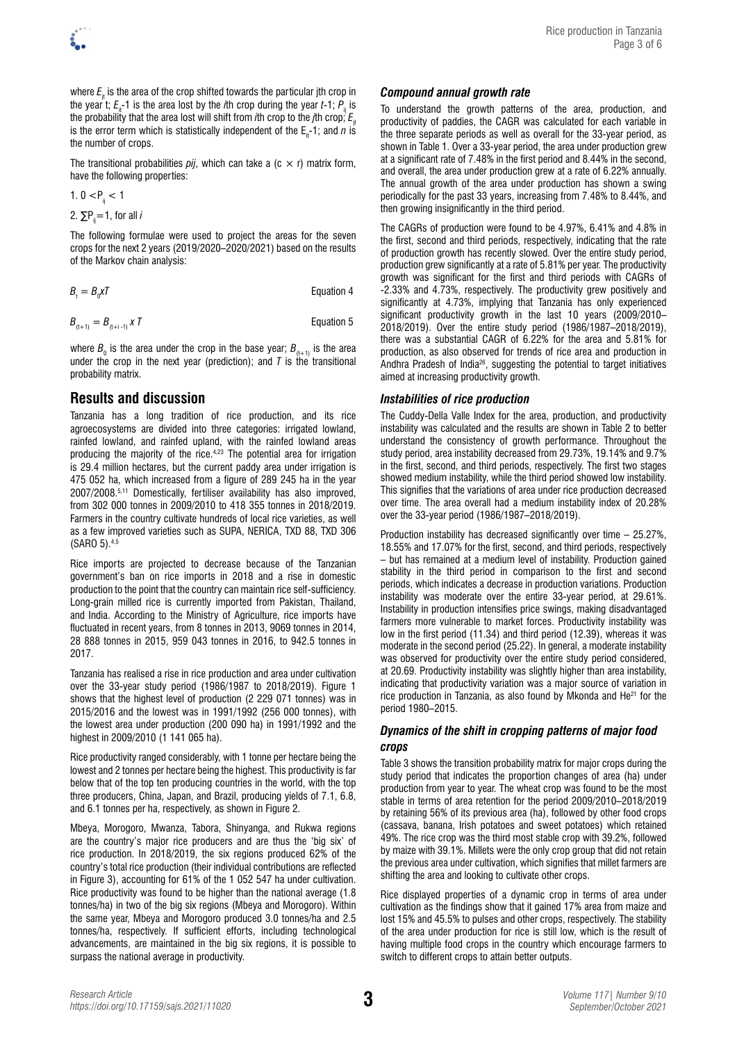where $E_{jt}$ is the area of the crop shifted towards the particular jth crop in the year t; $E_{it}$-1 is the area lost by the *i*th crop during the year *t*-1; $P_{ij}$ is the probability that the area lost will shift from *i*th crop to the *j*th crop; $E_{jt}$ is the error term which is statistically independent of the $E_{it}$-1; and *n* is the number of crops.

The transitional probabilities *pij*, which can take a (c × r) matrix form, have the following properties:

1. $0 < P_{ij} < 1$

2. $\sum P_{ij} = 1$, for all *i*

The following formulae were used to project the areas for the seven crops for the next 2 years (2019/2020–2020/2021) based on the results of the Markov chain analysis:

$$B_t = B_0 x T \quad \text{Equation 4}$$

$$B_{(t+1)} = B_{(t+i-1)} x T \quad \text{Equation 5}$$

where $B_0$ is the area under the crop in the base year; $B_{(t+1)}$ is the area under the crop in the next year (prediction); and *T* is the transitional probability matrix.

## Results and discussion

Tanzania has a long tradition of rice production, and its rice agroecosystems are divided into three categories: irrigated lowland, rainfed lowland, and rainfed upland, with the rainfed lowland areas producing the majority of the rice.[4,23] The potential area for irrigation is 29.4 million hectares, but the current paddy area under irrigation is 475 052 ha, which increased from a figure of 289 245 ha in the year 2007/2008.[5,11] Domestically, fertiliser availability has also improved, from 302 000 tonnes in 2009/2010 to 418 355 tonnes in 2018/2019. Farmers in the country cultivate hundreds of local rice varieties, as well as a few improved varieties such as SUPA, NERICA, TXD 88, TXD 306 (SARO 5).[4,5]

Rice imports are projected to decrease because of the Tanzanian government's ban on rice imports in 2018 and a rise in domestic production to the point that the country can maintain rice self-sufficiency. Long-grain milled rice is currently imported from Pakistan, Thailand, and India. According to the Ministry of Agriculture, rice imports have fluctuated in recent years, from 8 tonnes in 2013, 9069 tonnes in 2014, 28 888 tonnes in 2015, 959 043 tonnes in 2016, to 942.5 tonnes in 2017.

Tanzania has realised a rise in rice production and area under cultivation over the 33-year study period (1986/1987 to 2018/2019). Figure 1 shows that the highest level of production (2 229 071 tonnes) was in 2015/2016 and the lowest was in 1991/1992 (256 000 tonnes), with the lowest area under production (200 090 ha) in 1991/1992 and the highest in 2009/2010 (1 141 065 ha).

Rice productivity ranged considerably, with 1 tonne per hectare being the lowest and 2 tonnes per hectare being the highest. This productivity is far below that of the top ten producing countries in the world, with the top three producers, China, Japan, and Brazil, producing yields of 7.1, 6.8, and 6.1 tonnes per ha, respectively, as shown in Figure 2.

Mbeya, Morogoro, Mwanza, Tabora, Shinyanga, and Rukwa regions are the country's major rice producers and are thus the 'big six' of rice production. In 2018/2019, the six regions produced 62% of the country's total rice production (their individual contributions are reflected in Figure 3), accounting for 61% of the 1 052 547 ha under cultivation. Rice productivity was found to be higher than the national average (1.8 tonnes/ha) in two of the big six regions (Mbeya and Morogoro). Within the same year, Mbeya and Morogoro produced 3.0 tonnes/ha and 2.5 tonnes/ha, respectively. If sufficient efforts, including technological advancements, are maintained in the big six regions, it is possible to surpass the national average in productivity.

### *Compound annual growth rate*

To understand the growth patterns of the area, production, and productivity of paddies, the CAGR was calculated for each variable in the three separate periods as well as overall for the 33-year period, as shown in Table 1. Over a 33-year period, the area under production grew at a significant rate of 7.48% in the first period and 8.44% in the second, and overall, the area under production grew at a rate of 6.22% annually. The annual growth of the area under production has shown a swing periodically for the past 33 years, increasing from 7.48% to 8.44%, and then growing insignificantly in the third period.

The CAGRs of production were found to be 4.97%, 6.41% and 4.8% in the first, second and third periods, respectively, indicating that the rate of production growth has recently slowed. Over the entire study period, production grew significantly at a rate of 5.81% per year. The productivity growth was significant for the first and third periods with CAGRs of -2.33% and 4.73%, respectively. The productivity grew positively and significantly at 4.73%, implying that Tanzania has only experienced significant productivity growth in the last 10 years (2009/2010–2018/2019). Over the entire study period (1986/1987–2018/2019), there was a substantial CAGR of 6.22% for the area and 5.81% for production, as also observed for trends of rice area and production in Andhra Pradesh of India[26], suggesting the potential to target initiatives aimed at increasing productivity growth.

### *Instabilities of rice production*

The Cuddy-Della Valle Index for the area, production, and productivity instability was calculated and the results are shown in Table 2 to better understand the consistency of growth performance. Throughout the study period, area instability decreased from 29.73%, 19.14% and 9.7% in the first, second, and third periods, respectively. The first two stages showed medium instability, while the third period showed low instability. This signifies that the variations of area under rice production decreased over time. The area overall had a medium instability index of 20.28% over the 33-year period (1986/1987–2018/2019).

Production instability has decreased significantly over time – 25.27%, 18.55% and 17.07% for the first, second, and third periods, respectively – but has remained at a medium level of instability. Production gained stability in the third period in comparison to the first and second periods, which indicates a decrease in production variations. Production instability was moderate over the entire 33-year period, at 29.61%. Instability in production intensifies price swings, making disadvantaged farmers more vulnerable to market forces. Productivity instability was low in the first period (11.34) and third period (12.39), whereas it was moderate in the second period (25.22). In general, a moderate instability was observed for productivity over the entire study period considered, at 20.69. Productivity instability was slightly higher than area instability, indicating that productivity variation was a major source of variation in rice production in Tanzania, as also found by Mkonda and He[21] for the period 1980–2015.

### *Dynamics of the shift in cropping patterns of major food crops*

Table 3 shows the transition probability matrix for major crops during the study period that indicates the proportion changes of area (ha) under production from year to year. The wheat crop was found to be the most stable in terms of area retention for the period 2009/2010–2018/2019 by retaining 56% of its previous area (ha), followed by other food crops (cassava, banana, Irish potatoes and sweet potatoes) which retained 49%. The rice crop was the third most stable crop with 39.2%, followed by maize with 39.1%. Millets were the only crop group that did not retain the previous area under cultivation, which signifies that millet farmers are shifting the area and looking to cultivate other crops.

Rice displayed properties of a dynamic crop in terms of area under cultivation as the findings show that it gained 17% area from maize and lost 15% and 45.5% to pulses and other crops, respectively. The stability of the area under production for rice is still low, which is the result of having multiple food crops in the country which encourage farmers to switch to different crops to attain better outputs.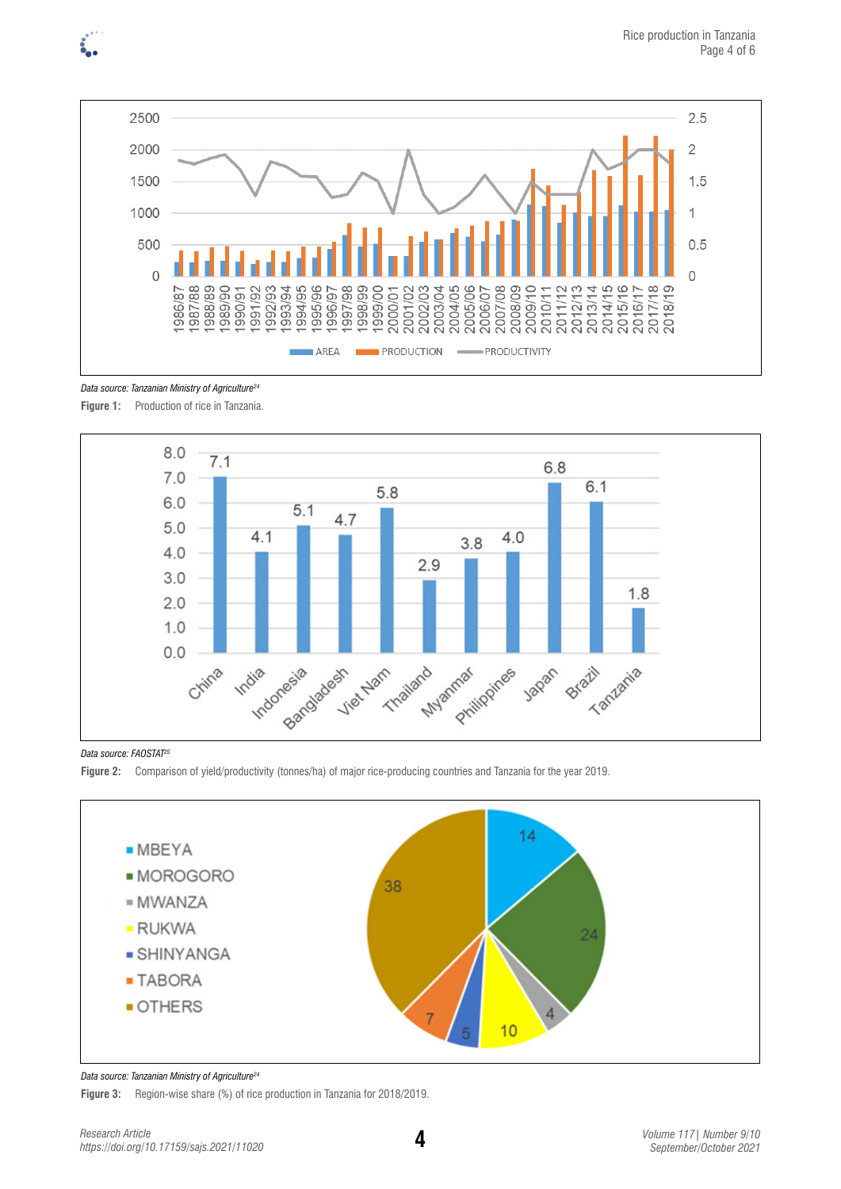Data source: Tanzanian Ministry of Agriculture[24]

**Figure 1:** Production of rice in Tanzania.

Data source: FAOSTAT[25]

**Figure 2:** Comparison of yield/productivity (tonnes/ha) of major rice-producing countries and Tanzania for the year 2019.

Data source: Tanzanian Ministry of Agriculture[24]

**Figure 3:** Region-wise share (%) of rice production in Tanzania for 2018/2019.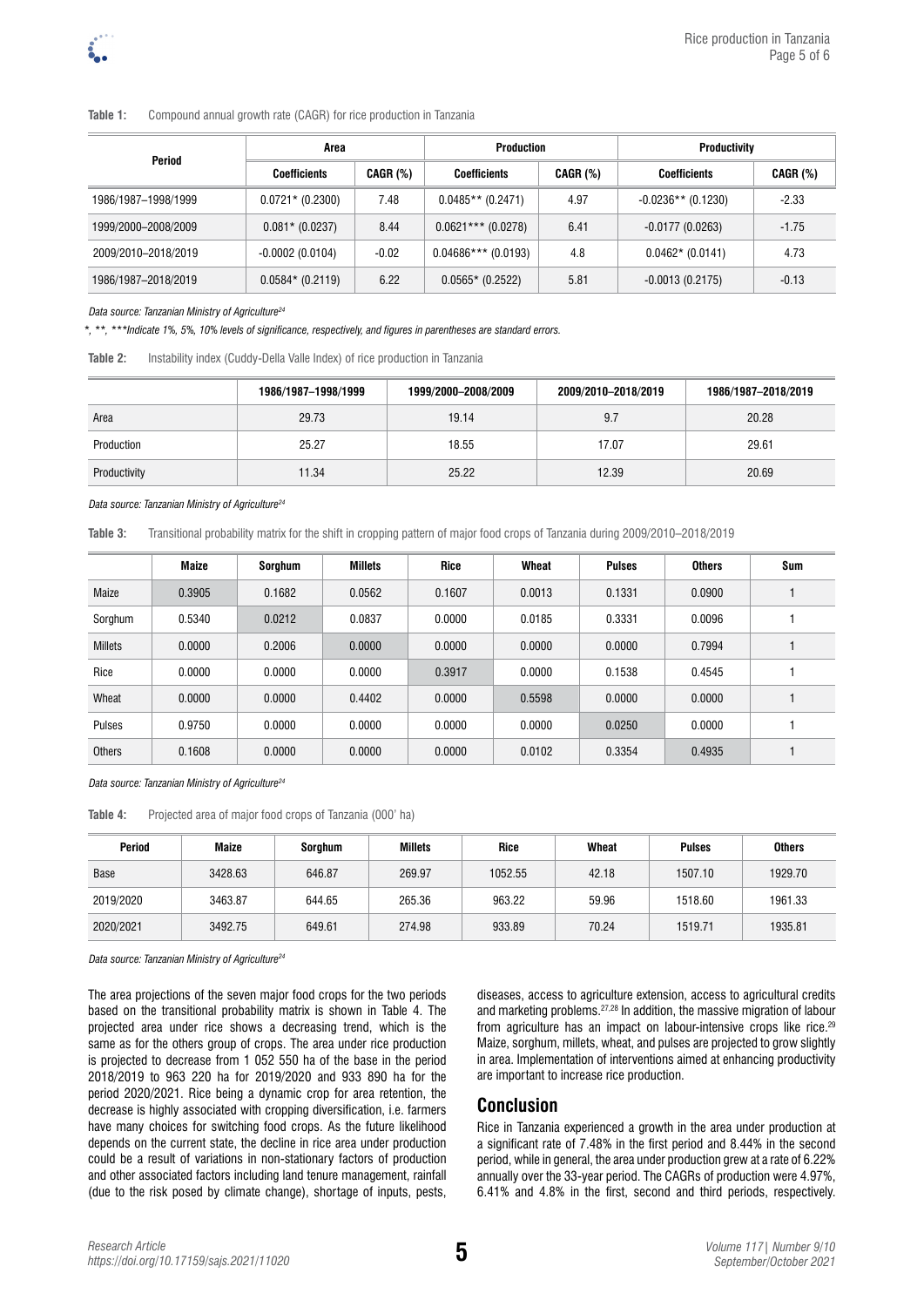**Table 1:** Compound annual growth rate (CAGR) for rice production in Tanzania

| Period | Area | | Production | | Productivity | |
|---|---|---|---|---|---|---|
| | Coefficients | CAGR (%) | Coefficients | CAGR (%) | Coefficients | CAGR (%) |
| 1986/1987–1998/1999 | 0.0721* (0.2300) | 7.48 | 0.0485** (0.2471) | 4.97 | -0.0236** (0.1230) | -2.33 |
| 1999/2000–2008/2009 | 0.081* (0.0237) | 8.44 | 0.0621*** (0.0278) | 6.41 | -0.0177 (0.0263) | -1.75 |
| 2009/2010–2018/2019 | -0.0002 (0.0104) | -0.02 | 0.04686*** (0.0193) | 4.8 | 0.0462* (0.0141) | 4.73 |
| 1986/1987–2018/2019 | 0.0584* (0.2119) | 6.22 | 0.0565* (0.2522) | 5.81 | -0.0013 (0.2175) | -0.13 |

*Data source: Tanzanian Ministry of Agriculture[24]*

*\*, \*\*, \*\*\*Indicate 1%, 5%, 10% levels of significance, respectively, and figures in parentheses are standard errors.*

**Table 2:** Instability index (Cuddy-Della Valle Index) of rice production in Tanzania

| | 1986/1987–1998/1999 | 1999/2000–2008/2009 | 2009/2010–2018/2019 | 1986/1987–2018/2019 |
|---|---|---|---|---|
| Area | 29.73 | 19.14 | 9.7 | 20.28 |
| Production | 25.27 | 18.55 | 17.07 | 29.61 |
| Productivity | 11.34 | 25.22 | 12.39 | 20.69 |

*Data source: Tanzanian Ministry of Agriculture[24]*

**Table 3:** Transitional probability matrix for the shift in cropping pattern of major food crops of Tanzania during 2009/2010–2018/2019

| | Maize | Sorghum | Millets | Rice | Wheat | Pulses | Others | Sum |
|---|---|---|---|---|---|---|---|---|
| Maize | 0.3905 | 0.1682 | 0.0562 | 0.1607 | 0.0013 | 0.1331 | 0.0900 | 1 |
| Sorghum | 0.5340 | 0.0212 | 0.0837 | 0.0000 | 0.0185 | 0.3331 | 0.0096 | 1 |
| Millets | 0.0000 | 0.2006 | 0.0000 | 0.0000 | 0.0000 | 0.0000 | 0.7994 | 1 |
| Rice | 0.0000 | 0.0000 | 0.0000 | 0.3917 | 0.0000 | 0.1538 | 0.4545 | 1 |
| Wheat | 0.0000 | 0.0000 | 0.4402 | 0.0000 | 0.5598 | 0.0000 | 0.0000 | 1 |
| Pulses | 0.9750 | 0.0000 | 0.0000 | 0.0000 | 0.0000 | 0.0250 | 0.0000 | 1 |
| Others | 0.1608 | 0.0000 | 0.0000 | 0.0000 | 0.0102 | 0.3354 | 0.4935 | 1 |

*Data source: Tanzanian Ministry of Agriculture[24]*

**Table 4:** Projected area of major food crops of Tanzania (000' ha)

| Period | Maize | Sorghum | Millets | Rice | Wheat | Pulses | Others |
|---|---|---|---|---|---|---|---|
| Base | 3428.63 | 646.87 | 269.97 | 1052.55 | 42.18 | 1507.10 | 1929.70 |
| 2019/2020 | 3463.87 | 644.65 | 265.36 | 963.22 | 59.96 | 1518.60 | 1961.33 |
| 2020/2021 | 3492.75 | 649.61 | 274.98 | 933.89 | 70.24 | 1519.71 | 1935.81 |

*Data source: Tanzanian Ministry of Agriculture[24]*

The area projections of the seven major food crops for the two periods based on the transitional probability matrix is shown in Table 4. The projected area under rice shows a decreasing trend, which is the same as for the others group of crops. The area under rice production is projected to decrease from 1 052 550 ha of the base in the period 2018/2019 to 963 220 ha for 2019/2020 and 933 890 ha for the period 2020/2021. Rice being a dynamic crop for area retention, the decrease is highly associated with cropping diversification, i.e. farmers have many choices for switching food crops. As the future likelihood depends on the current state, the decline in rice area under production could be a result of variations in non-stationary factors of production and other associated factors including land tenure management, rainfall (due to the risk posed by climate change), shortage of inputs, pests, diseases, access to agriculture extension, access to agricultural credits and marketing problems.[27,28] In addition, the massive migration of labour from agriculture has an impact on labour-intensive crops like rice.[29] Maize, sorghum, millets, wheat, and pulses are projected to grow slightly in area. Implementation of interventions aimed at enhancing productivity are important to increase rice production.

## Conclusion

Rice in Tanzania experienced a growth in the area under production at a significant rate of 7.48% in the first period and 8.44% in the second period, while in general, the area under production grew at a rate of 6.22% annually over the 33-year period. The CAGRs of production were 4.97%, 6.41% and 4.8% in the first, second and third periods, respectively.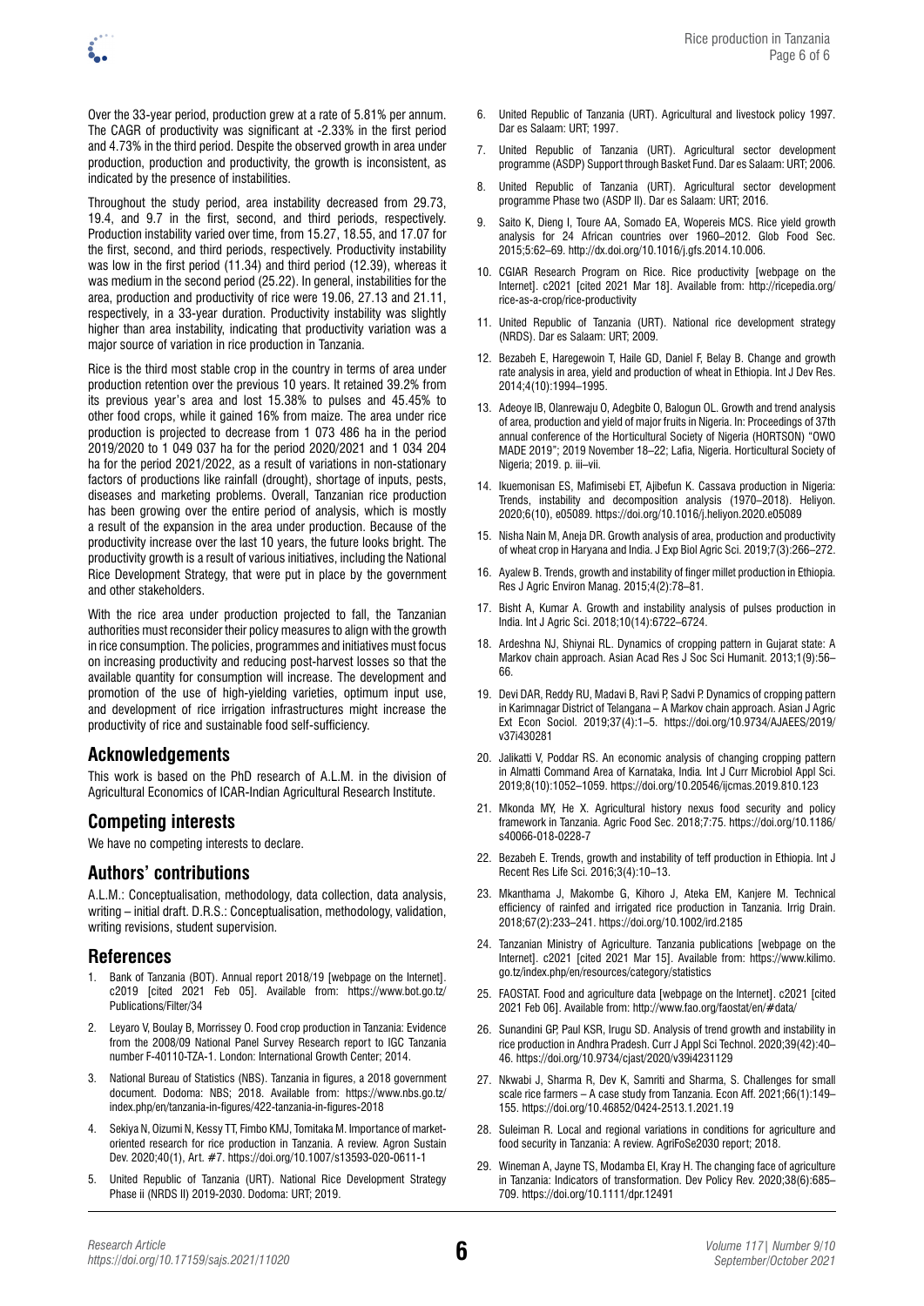Over the 33-year period, production grew at a rate of 5.81% per annum. The CAGR of productivity was significant at -2.33% in the first period and 4.73% in the third period. Despite the observed growth in area under production, production and productivity, the growth is inconsistent, as indicated by the presence of instabilities.

Throughout the study period, area instability decreased from 29.73, 19.4, and 9.7 in the first, second, and third periods, respectively. Production instability varied over time, from 15.27, 18.55, and 17.07 for the first, second, and third periods, respectively. Productivity instability was low in the first period (11.34) and third period (12.39), whereas it was medium in the second period (25.22). In general, instabilities for the area, production and productivity of rice were 19.06, 27.13 and 21.11, respectively, in a 33-year duration. Productivity instability was slightly higher than area instability, indicating that productivity variation was a major source of variation in rice production in Tanzania.

Rice is the third most stable crop in the country in terms of area under production retention over the previous 10 years. It retained 39.2% from its previous year's area and lost 15.38% to pulses and 45.45% to other food crops, while it gained 16% from maize. The area under rice production is projected to decrease from 1 073 486 ha in the period 2019/2020 to 1 049 037 ha for the period 2020/2021 and 1 034 204 ha for the period 2021/2022, as a result of variations in non-stationary factors of productions like rainfall (drought), shortage of inputs, pests, diseases and marketing problems. Overall, Tanzanian rice production has been growing over the entire period of analysis, which is mostly a result of the expansion in the area under production. Because of the productivity increase over the last 10 years, the future looks bright. The productivity growth is a result of various initiatives, including the National Rice Development Strategy, that were put in place by the government and other stakeholders.

With the rice area under production projected to fall, the Tanzanian authorities must reconsider their policy measures to align with the growth in rice consumption. The policies, programmes and initiatives must focus on increasing productivity and reducing post-harvest losses so that the available quantity for consumption will increase. The development and promotion of the use of high-yielding varieties, optimum input use, and development of rice irrigation infrastructures might increase the productivity of rice and sustainable food self-sufficiency.

## Acknowledgements

This work is based on the PhD research of A.L.M. in the division of Agricultural Economics of ICAR-Indian Agricultural Research Institute.

## Competing interests

We have no competing interests to declare.

## Authors' contributions

A.L.M.: Conceptualisation, methodology, data collection, data analysis, writing – initial draft. D.R.S.: Conceptualisation, methodology, validation, writing revisions, student supervision.

## References

1. Bank of Tanzania (BOT). Annual report 2018/19 [webpage on the Internet]. c2019 [cited 2021 Feb 05]. Available from: https://www.bot.go.tz/Publications/Filter/34
2. Leyaro V, Boulay B, Morrissey O. Food crop production in Tanzania: Evidence from the 2008/09 National Panel Survey Research report to IGC Tanzania number F-40110-TZA-1. London: International Growth Center; 2014.
3. National Bureau of Statistics (NBS). Tanzania in figures, a 2018 government document. Dodoma: NBS; 2018. Available from: https://www.nbs.go.tz/index.php/en/tanzania-in-figures/422-tanzania-in-figures-2018
4. Sekiya N, Oizumi N, Kessy TT, Fimbo KMJ, Tomitaka M. Importance of market-oriented research for rice production in Tanzania. A review. Agron Sustain Dev. 2020;40(1), Art. #7. https://doi.org/10.1007/s13593-020-0611-1
5. United Republic of Tanzania (URT). National Rice Development Strategy Phase ii (NRDS II) 2019-2030. Dodoma: URT; 2019.
6. United Republic of Tanzania (URT). Agricultural and livestock policy 1997. Dar es Salaam: URT; 1997.
7. United Republic of Tanzania (URT). Agricultural sector development programme (ASDP) Support through Basket Fund. Dar es Salaam: URT; 2006.
8. United Republic of Tanzania (URT). Agricultural sector development programme Phase two (ASDP II). Dar es Salaam: URT; 2016.
9. Saito K, Dieng I, Toure AA, Somado EA, Wopereis MCS. Rice yield growth analysis for 24 African countries over 1960–2012. Glob Food Sec. 2015;5:62–69. http://dx.doi.org/10.1016/j.gfs.2014.10.006.
10. CGIAR Research Program on Rice. Rice productivity [webpage on the Internet]. c2021 [cited 2021 Mar 18]. Available from: http://ricepedia.org/rice-as-a-crop/rice-productivity
11. United Republic of Tanzania (URT). National rice development strategy (NRDS). Dar es Salaam: URT; 2009.
12. Bezabeh E, Haregewoin T, Haile GD, Daniel F, Belay B. Change and growth rate analysis in area, yield and production of wheat in Ethiopia. Int J Dev Res. 2014;4(10):1994–1995.
13. Adeoye IB, Olanrewaju O, Adegbite O, Balogun OL. Growth and trend analysis of area, production and yield of major fruits in Nigeria. In: Proceedings of 37th annual conference of the Horticultural Society of Nigeria (HORTSON) "OWO MADE 2019"; 2019 November 18–22; Lafia, Nigeria. Horticultural Society of Nigeria; 2019. p. iii–vii.
14. Ikuemonisan ES, Mafimisebi ET, Ajibefun K. Cassava production in Nigeria: Trends, instability and decomposition analysis (1970–2018). Heliyon. 2020;6(10), e05089. https://doi.org/10.1016/j.heliyon.2020.e05089
15. Nisha Nain M, Aneja DR. Growth analysis of area, production and productivity of wheat crop in Haryana and India. J Exp Biol Agric Sci. 2019;7(3):266–272.
16. Ayalew B. Trends, growth and instability of finger millet production in Ethiopia. Res J Agric Environ Manag. 2015;4(2):78–81.
17. Bisht A, Kumar A. Growth and instability analysis of pulses production in India. Int J Agric Sci. 2018;10(14):6722–6724.
18. Ardeshna NJ, Shiyani RL. Dynamics of cropping pattern in Gujarat state: A Markov chain approach. Asian Acad Res J Soc Sci Humanit. 2013;1(9):56–66.
19. Devi DAR, Reddy RU, Madavi B, Ravi P, Sadvi P. Dynamics of cropping pattern in Karimnagar District of Telangana – A Markov chain approach. Asian J Agric Ext Econ Sociol. 2019;37(4):1–5. https://doi.org/10.9734/AJAEES/2019/v37i430281
20. Jalikatti V, Poddar RS. An economic analysis of changing cropping pattern in Almatti Command Area of Karnataka, India. Int J Curr Microbiol Appl Sci. 2019;8(10):1052–1059. https://doi.org/10.20546/ijcmas.2019.810.123
21. Mkonda MY, He X. Agricultural history nexus food security and policy framework in Tanzania. Agric Food Sec. 2018;7:75. https://doi.org/10.1186/s40066-018-0228-7
22. Bezabeh E. Trends, growth and instability of teff production in Ethiopia. Int J Recent Res Life Sci. 2016;3(4):10–13.
23. Mkanthama J, Makombe G, Kihoro J, Ateka EM, Kanjere M. Technical efficiency of rainfed and irrigated rice production in Tanzania. Irrig Drain. 2018;67(2):233–241. https://doi.org/10.1002/ird.2185
24. Tanzanian Ministry of Agriculture. Tanzania publications [webpage on the Internet]. c2021 [cited 2021 Mar 15]. Available from: https://www.kilimo.go.tz/index.php/en/resources/category/statistics
25. FAOSTAT. Food and agriculture data [webpage on the Internet]. c2021 [cited 2021 Feb 06]. Available from: http://www.fao.org/faostat/en/#data/
26. Sunandini GP, Paul KSR, Irugu SD. Analysis of trend growth and instability in rice production in Andhra Pradesh. Curr J Appl Sci Technol. 2020;39(42):40–46. https://doi.org/10.9734/cjast/2020/v39i4231129
27. Nkwabi J, Sharma R, Dev K, Samriti and Sharma, S. Challenges for small scale rice farmers – A case study from Tanzania. Econ Aff. 2021;66(1):149–155. https://doi.org/10.46852/0424-2513.1.2021.19
28. Suleiman R. Local and regional variations in conditions for agriculture and food security in Tanzania: A review. AgriFoSe2030 report; 2018.
29. Wineman A, Jayne TS, Modamba EI, Kray H. The changing face of agriculture in Tanzania: Indicators of transformation. Dev Policy Rev. 2020;38(6):685–709. https://doi.org/10.1111/dpr.12491